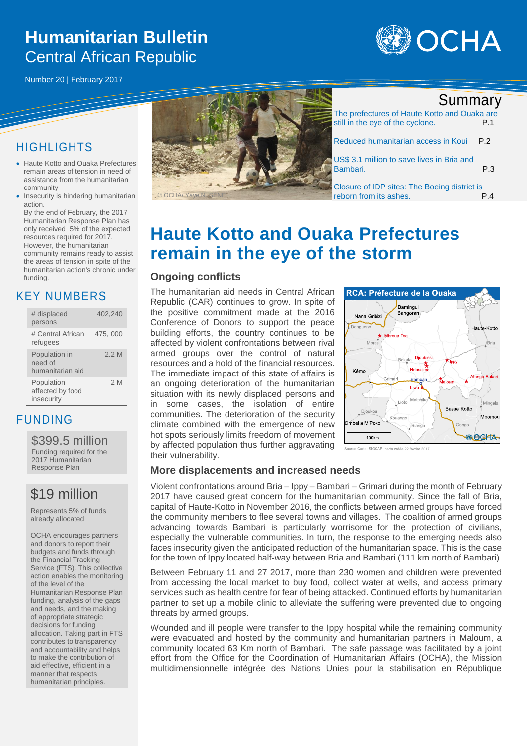# Humanitarian Bulletin
## Central African Republic

Number 20 | February 2017

## Summary

The prefectures of Haute Kotto and Ouaka are still in the eye of the cyclone. P.1

Reduced humanitarian access in Koui P.2

US$ 3.1 million to save lives in Bria and Bambari. P.3

Closure of IDP sites: The Boeing district is reborn from its ashes. P.4

© OCHA/ Yaye N. SENE

## HIGHLIGHTS

- Haute Kotto and Ouaka Prefectures remain areas of tension in need of assistance from the humanitarian community
- Insecurity is hindering humanitarian action.

By the end of February, the 2017 Humanitarian Response Plan has only received 5% of the expected resources required for 2017. However, the humanitarian community remains ready to assist the areas of tension in spite of the humanitarian action's chronic under funding.

## KEY NUMBERS

| | |
|---|---|
| # displaced persons | 402,240 |
| # Central African refugees | 475, 000 |
| Population in need of humanitarian aid | 2.2 M |
| Population affected by food insecurity | 2 M |

## FUNDING

**$399.5 million**
Funding required for the 2017 Humanitarian Response Plan

**$19 million**
Represents 5% of funds already allocated

OCHA encourages partners and donors to report their budgets and funds through the Financial Tracking Service (FTS). This collective action enables the monitoring of the level of the Humanitarian Response Plan funding, analysis of the gaps and needs, and the making of appropriate strategic decisions for funding allocation. Taking part in FTS contributes to transparency and accountability and helps to make the contribution of aid effective, efficient in a manner that respects humanitarian principles.

# Haute Kotto and Ouaka Prefectures remain in the eye of the storm

### Ongoing conflicts

The humanitarian aid needs in Central African Republic (CAR) continues to grow. In spite of the positive commitment made at the 2016 Conference of Donors to support the peace building efforts, the country continues to be affected by violent confrontations between rival armed groups over the control of natural resources and a hold of the financial resources. The immediate impact of this state of affairs is an ongoing deterioration of the humanitarian situation with its newly displaced persons and in some cases, the isolation of entire communities. The deterioration of the security climate combined with the emergence of new hot spots seriously limits freedom of movement by affected population thus further aggravating their vulnerability.

RCA: Préfecture de la Ouaka

Source Carte: SIGCAF carte créée 22 février 2017

### More displacements and increased needs

Violent confrontations around Bria – Ippy – Bambari – Grimari during the month of February 2017 have caused great concern for the humanitarian community. Since the fall of Bria, capital of Haute-Kotto in November 2016, the conflicts between armed groups have forced the community members to flee several towns and villages. The coalition of armed groups advancing towards Bambari is particularly worrisome for the protection of civilians, especially the vulnerable communities. In turn, the response to the emerging needs also faces insecurity given the anticipated reduction of the humanitarian space. This is the case for the town of Ippy located half-way between Bria and Bambari (111 km north of Bambari).

Between February 11 and 27 2017, more than 230 women and children were prevented from accessing the local market to buy food, collect water at wells, and access primary services such as health centre for fear of being attacked. Continued efforts by humanitarian partner to set up a mobile clinic to alleviate the suffering were prevented due to ongoing threats by armed groups.

Wounded and ill people were transfer to the Ippy hospital while the remaining community were evacuated and hosted by the community and humanitarian partners in Maloum, a community located 63 Km north of Bambari. The safe passage was facilitated by a joint effort from the Office for the Coordination of Humanitarian Affairs (OCHA), the Mission multidimensionnelle intégrée des Nations Unies pour la stabilisation en République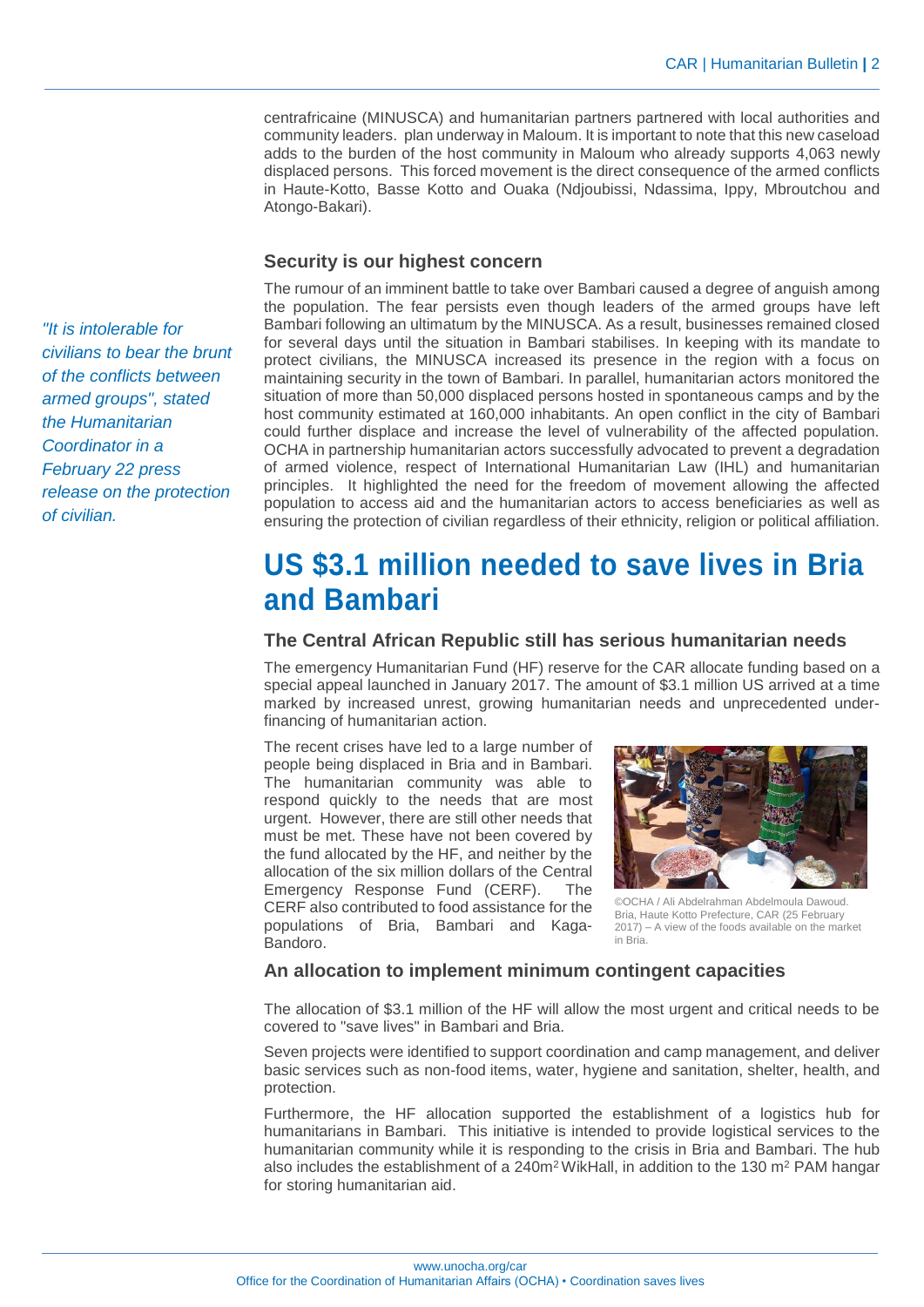centrafricaine (MINUSCA) and humanitarian partners partnered with local authorities and community leaders. plan underway in Maloum. It is important to note that this new caseload adds to the burden of the host community in Maloum who already supports 4,063 newly displaced persons. This forced movement is the direct consequence of the armed conflicts in Haute-Kotto, Basse Kotto and Ouaka (Ndjoubissi, Ndassima, Ippy, Mbroutchou and Atongo-Bakari).

### Security is our highest concern

*"It is intolerable for civilians to bear the brunt of the conflicts between armed groups", stated the Humanitarian Coordinator in a February 22 press release on the protection of civilian.*

The rumour of an imminent battle to take over Bambari caused a degree of anguish among the population. The fear persists even though leaders of the armed groups have left Bambari following an ultimatum by the MINUSCA. As a result, businesses remained closed for several days until the situation in Bambari stabilises. In keeping with its mandate to protect civilians, the MINUSCA increased its presence in the region with a focus on maintaining security in the town of Bambari. In parallel, humanitarian actors monitored the situation of more than 50,000 displaced persons hosted in spontaneous camps and by the host community estimated at 160,000 inhabitants. An open conflict in the city of Bambari could further displace and increase the level of vulnerability of the affected population. OCHA in partnership humanitarian actors successfully advocated to prevent a degradation of armed violence, respect of International Humanitarian Law (IHL) and humanitarian principles. It highlighted the need for the freedom of movement allowing the affected population to access aid and the humanitarian actors to access beneficiaries as well as ensuring the protection of civilian regardless of their ethnicity, religion or political affiliation.

## US $3.1 million needed to save lives in Bria and Bambari

### The Central African Republic still has serious humanitarian needs

The emergency Humanitarian Fund (HF) reserve for the CAR allocate funding based on a special appeal launched in January 2017. The amount of $3.1 million US arrived at a time marked by increased unrest, growing humanitarian needs and unprecedented under-financing of humanitarian action.

The recent crises have led to a large number of people being displaced in Bria and in Bambari. The humanitarian community was able to respond quickly to the needs that are most urgent. However, there are still other needs that must be met. These have not been covered by the fund allocated by the HF, and neither by the allocation of the six million dollars of the Central Emergency Response Fund (CERF). The CERF also contributed to food assistance for the populations of Bria, Bambari and Kaga-Bandoro.

©OCHA / Ali Abdelrahman Abdelmoula Dawoud. Bria, Haute Kotto Prefecture, CAR (25 February 2017) – A view of the foods available on the market in Bria.

### An allocation to implement minimum contingent capacities

The allocation of $3.1 million of the HF will allow the most urgent and critical needs to be covered to "save lives" in Bambari and Bria.

Seven projects were identified to support coordination and camp management, and deliver basic services such as non-food items, water, hygiene and sanitation, shelter, health, and protection.

Furthermore, the HF allocation supported the establishment of a logistics hub for humanitarians in Bambari. This initiative is intended to provide logistical services to the humanitarian community while it is responding to the crisis in Bria and Bambari. The hub also includes the establishment of a 240m$^2$ WikHall, in addition to the 130 m$^2$ PAM hangar for storing humanitarian aid.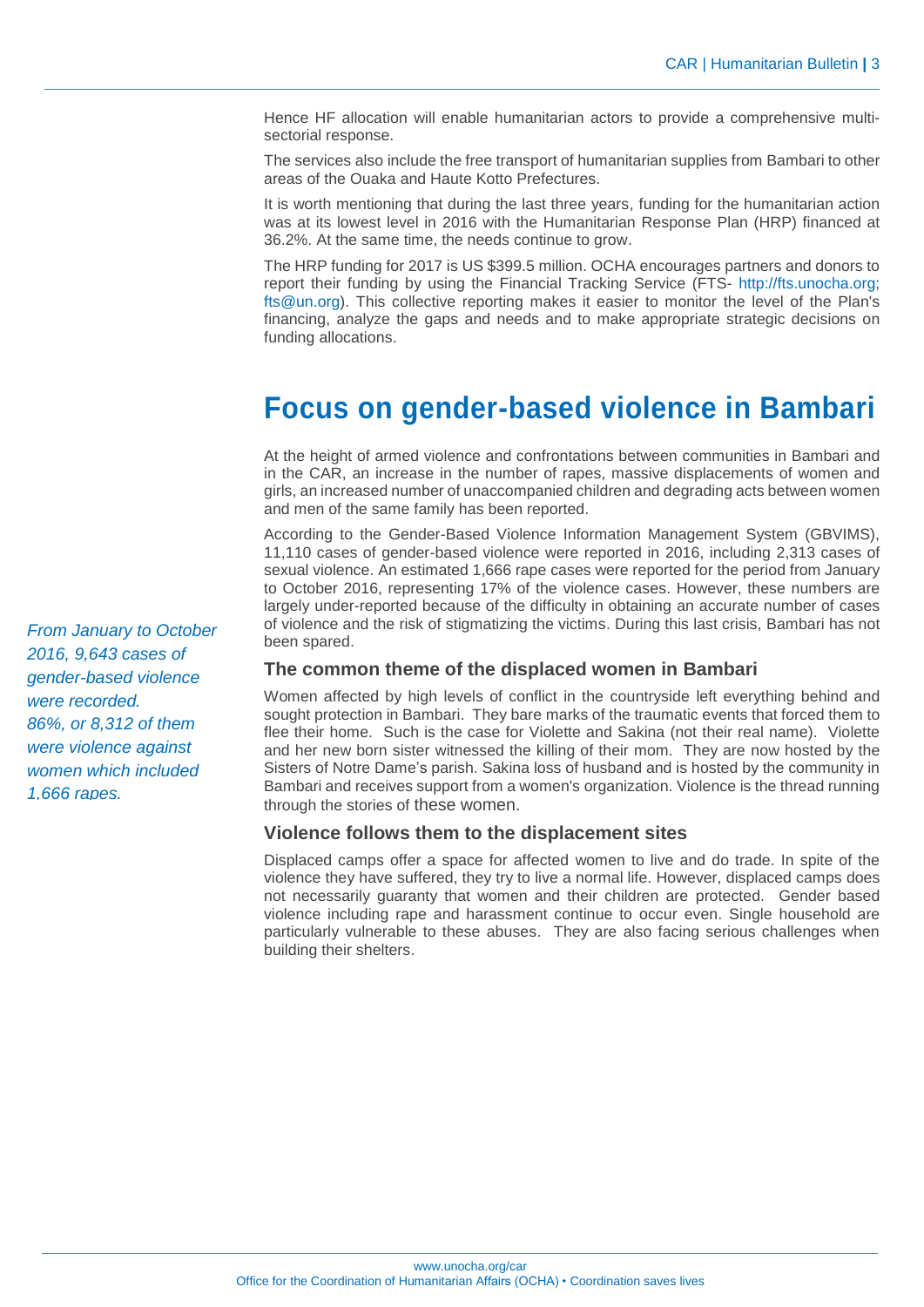Hence HF allocation will enable humanitarian actors to provide a comprehensive multi-sectorial response.

The services also include the free transport of humanitarian supplies from Bambari to other areas of the Ouaka and Haute Kotto Prefectures.

It is worth mentioning that during the last three years, funding for the humanitarian action was at its lowest level in 2016 with the Humanitarian Response Plan (HRP) financed at 36.2%. At the same time, the needs continue to grow.

The HRP funding for 2017 is US $399.5 million. OCHA encourages partners and donors to report their funding by using the Financial Tracking Service (FTS- http://fts.unocha.org; fts@un.org). This collective reporting makes it easier to monitor the level of the Plan's financing, analyze the gaps and needs and to make appropriate strategic decisions on funding allocations.

# Focus on gender-based violence in Bambari

At the height of armed violence and confrontations between communities in Bambari and in the CAR, an increase in the number of rapes, massive displacements of women and girls, an increased number of unaccompanied children and degrading acts between women and men of the same family has been reported.

According to the Gender-Based Violence Information Management System (GBVIMS), 11,110 cases of gender-based violence were reported in 2016, including 2,313 cases of sexual violence. An estimated 1,666 rape cases were reported for the period from January to October 2016, representing 17% of the violence cases. However, these numbers are largely under-reported because of the difficulty in obtaining an accurate number of cases of violence and the risk of stigmatizing the victims. During this last crisis, Bambari has not been spared.

*From January to October 2016, 9,643 cases of gender-based violence were recorded. 86%, or 8,312 of them were violence against women which included 1,666 rapes.*

### The common theme of the displaced women in Bambari

Women affected by high levels of conflict in the countryside left everything behind and sought protection in Bambari. They bare marks of the traumatic events that forced them to flee their home. Such is the case for Violette and Sakina (not their real name). Violette and her new born sister witnessed the killing of their mom. They are now hosted by the Sisters of Notre Dame's parish. Sakina loss of husband and is hosted by the community in Bambari and receives support from a women's organization. Violence is the thread running through the stories of these women.

### Violence follows them to the displacement sites

Displaced camps offer a space for affected women to live and do trade. In spite of the violence they have suffered, they try to live a normal life. However, displaced camps does not necessarily guaranty that women and their children are protected. Gender based violence including rape and harassment continue to occur even. Single household are particularly vulnerable to these abuses. They are also facing serious challenges when building their shelters.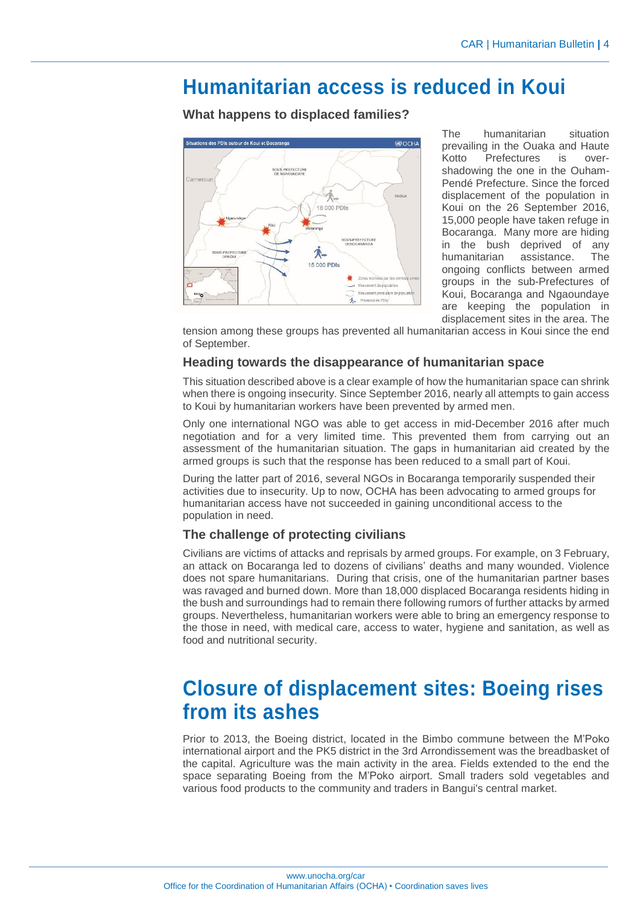# Humanitarian access is reduced in Koui

### What happens to displaced families?

The humanitarian situation prevailing in the Ouaka and Haute Kotto Prefectures is over-shadowing the one in the Ouham-Pendé Prefecture. Since the forced displacement of the population in Koui on the 26 September 2016, 15,000 people have taken refuge in Bocaranga. Many more are hiding in the bush deprived of any humanitarian assistance. The ongoing conflicts between armed groups in the sub-Prefectures of Koui, Bocaranga and Ngaoundaye are keeping the population in displacement sites in the area. The tension among these groups has prevented all humanitarian access in Koui since the end of September.

### Heading towards the disappearance of humanitarian space

This situation described above is a clear example of how the humanitarian space can shrink when there is ongoing insecurity. Since September 2016, nearly all attempts to gain access to Koui by humanitarian workers have been prevented by armed men.

Only one international NGO was able to get access in mid-December 2016 after much negotiation and for a very limited time. This prevented them from carrying out an assessment of the humanitarian situation. The gaps in humanitarian aid created by the armed groups is such that the response has been reduced to a small part of Koui.

During the latter part of 2016, several NGOs in Bocaranga temporarily suspended their activities due to insecurity. Up to now, OCHA has been advocating to armed groups for humanitarian access have not succeeded in gaining unconditional access to the population in need.

### The challenge of protecting civilians

Civilians are victims of attacks and reprisals by armed groups. For example, on 3 February, an attack on Bocaranga led to dozens of civilians' deaths and many wounded. Violence does not spare humanitarians. During that crisis, one of the humanitarian partner bases was ravaged and burned down. More than 18,000 displaced Bocaranga residents hiding in the bush and surroundings had to remain there following rumors of further attacks by armed groups. Nevertheless, humanitarian workers were able to bring an emergency response to the those in need, with medical care, access to water, hygiene and sanitation, as well as food and nutritional security.

# Closure of displacement sites: Boeing rises from its ashes

Prior to 2013, the Boeing district, located in the Bimbo commune between the M'Poko international airport and the PK5 district in the 3rd Arrondissement was the breadbasket of the capital. Agriculture was the main activity in the area. Fields extended to the end the space separating Boeing from the M'Poko airport. Small traders sold vegetables and various food products to the community and traders in Bangui's central market.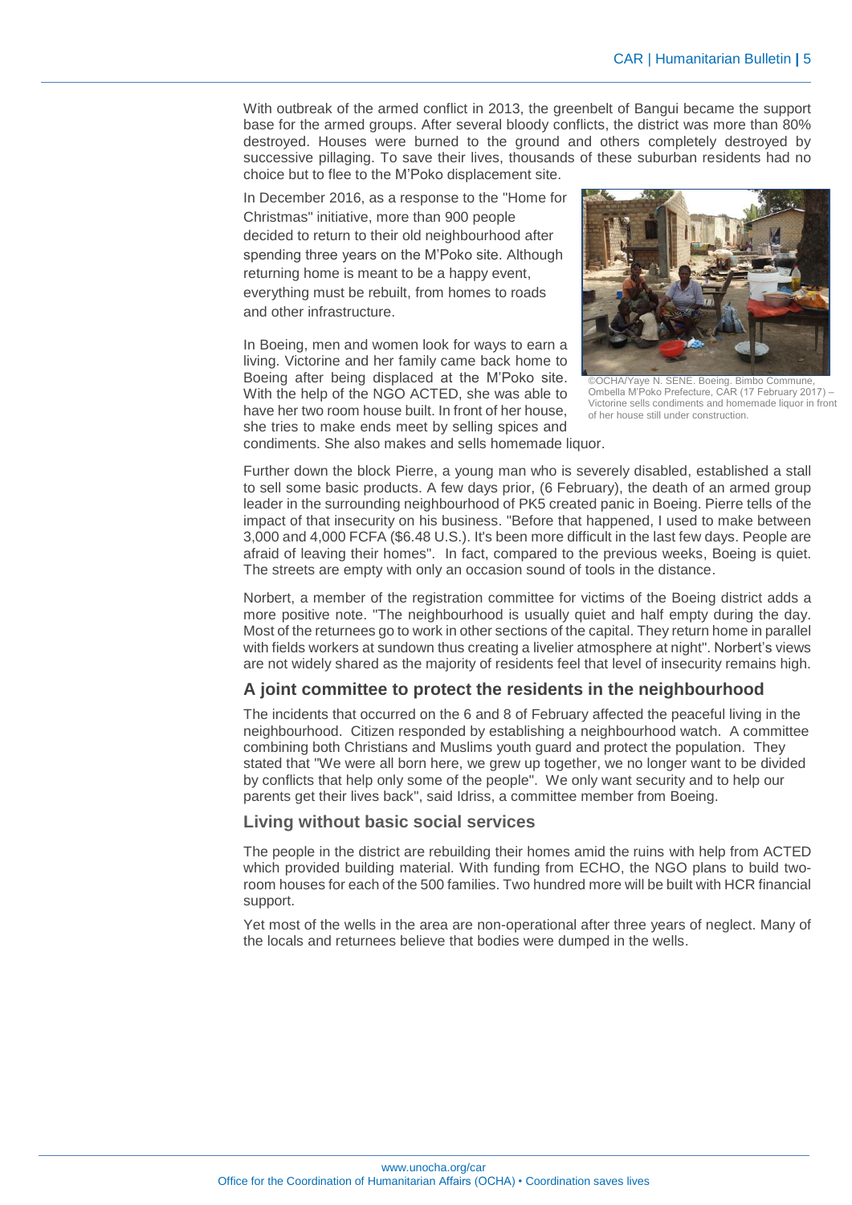With outbreak of the armed conflict in 2013, the greenbelt of Bangui became the support base for the armed groups. After several bloody conflicts, the district was more than 80% destroyed. Houses were burned to the ground and others completely destroyed by successive pillaging. To save their lives, thousands of these suburban residents had no choice but to flee to the M'Poko displacement site.

In December 2016, as a response to the "Home for Christmas" initiative, more than 900 people decided to return to their old neighbourhood after spending three years on the M'Poko site. Although returning home is meant to be a happy event, everything must be rebuilt, from homes to roads and other infrastructure.

In Boeing, men and women look for ways to earn a living. Victorine and her family came back home to Boeing after being displaced at the M'Poko site. With the help of the NGO ACTED, she was able to have her two room house built. In front of her house, she tries to make ends meet by selling spices and condiments. She also makes and sells homemade liquor.

©OCHA/Yaye N. SENE. Boeing. Bimbo Commune, Ombella M'Poko Prefecture, CAR (17 February 2017) – Victorine sells condiments and homemade liquor in front of her house still under construction.

Further down the block Pierre, a young man who is severely disabled, established a stall to sell some basic products. A few days prior, (6 February), the death of an armed group leader in the surrounding neighbourhood of PK5 created panic in Boeing. Pierre tells of the impact of that insecurity on his business. "Before that happened, I used to make between 3,000 and 4,000 FCFA ($6.48 U.S.). It's been more difficult in the last few days. People are afraid of leaving their homes". In fact, compared to the previous weeks, Boeing is quiet. The streets are empty with only an occasion sound of tools in the distance.

Norbert, a member of the registration committee for victims of the Boeing district adds a more positive note. "The neighbourhood is usually quiet and half empty during the day. Most of the returnees go to work in other sections of the capital. They return home in parallel with fields workers at sundown thus creating a livelier atmosphere at night". Norbert's views are not widely shared as the majority of residents feel that level of insecurity remains high.

## A joint committee to protect the residents in the neighbourhood

The incidents that occurred on the 6 and 8 of February affected the peaceful living in the neighbourhood. Citizen responded by establishing a neighbourhood watch. A committee combining both Christians and Muslims youth guard and protect the population. They stated that "We were all born here, we grew up together, we no longer want to be divided by conflicts that help only some of the people". We only want security and to help our parents get their lives back", said Idriss, a committee member from Boeing.

## Living without basic social services

The people in the district are rebuilding their homes amid the ruins with help from ACTED which provided building material. With funding from ECHO, the NGO plans to build two-room houses for each of the 500 families. Two hundred more will be built with HCR financial support.

Yet most of the wells in the area are non-operational after three years of neglect. Many of the locals and returnees believe that bodies were dumped in the wells.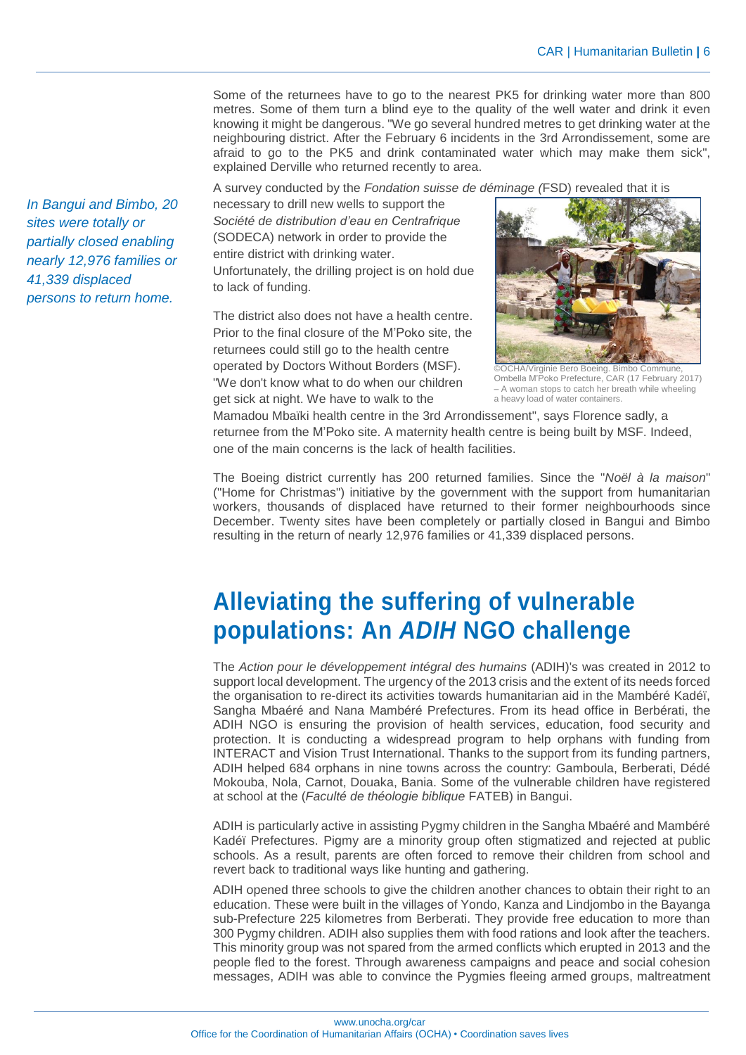Some of the returnees have to go to the nearest PK5 for drinking water more than 800 metres. Some of them turn a blind eye to the quality of the well water and drink it even knowing it might be dangerous. "We go several hundred metres to get drinking water at the neighbouring district. After the February 6 incidents in the 3rd Arrondissement, some are afraid to go to the PK5 and drink contaminated water which may make them sick", explained Derville who returned recently to area.

*In Bangui and Bimbo, 20 sites were totally or partially closed enabling nearly 12,976 families or 41,339 displaced persons to return home.*

A survey conducted by the *Fondation suisse de déminage (*FSD) revealed that it is necessary to drill new wells to support the *Société de distribution d'eau en Centrafrique* (SODECA) network in order to provide the entire district with drinking water. Unfortunately, the drilling project is on hold due to lack of funding.

©OCHA/Virginie Bero Boeing. Bimbo Commune, Ombella M'Poko Prefecture, CAR (17 February 2017) – A woman stops to catch her breath while wheeling a heavy load of water containers.

The district also does not have a health centre. Prior to the final closure of the M'Poko site, the returnees could still go to the health centre operated by Doctors Without Borders (MSF). "We don't know what to do when our children get sick at night. We have to walk to the Mamadou Mbaïki health centre in the 3rd Arrondissement", says Florence sadly, a returnee from the M'Poko site. A maternity health centre is being built by MSF. Indeed, one of the main concerns is the lack of health facilities.

The Boeing district currently has 200 returned families. Since the "*Noël à la maison*" ("Home for Christmas") initiative by the government with the support from humanitarian workers, thousands of displaced have returned to their former neighbourhoods since December. Twenty sites have been completely or partially closed in Bangui and Bimbo resulting in the return of nearly 12,976 families or 41,339 displaced persons.

# Alleviating the suffering of vulnerable populations: An *ADIH* NGO challenge

The *Action pour le développement intégral des humains* (ADIH)'s was created in 2012 to support local development. The urgency of the 2013 crisis and the extent of its needs forced the organisation to re-direct its activities towards humanitarian aid in the Mambéré Kadéï, Sangha Mbaéré and Nana Mambéré Prefectures. From its head office in Berbérati, the ADIH NGO is ensuring the provision of health services, education, food security and protection. It is conducting a widespread program to help orphans with funding from INTERACT and Vision Trust International. Thanks to the support from its funding partners, ADIH helped 684 orphans in nine towns across the country: Gamboula, Berberati, Dédé Mokouba, Nola, Carnot, Douaka, Bania. Some of the vulnerable children have registered at school at the (*Faculté de théologie biblique* FATEB) in Bangui.

ADIH is particularly active in assisting Pygmy children in the Sangha Mbaéré and Mambéré Kadéï Prefectures. Pigmy are a minority group often stigmatized and rejected at public schools. As a result, parents are often forced to remove their children from school and revert back to traditional ways like hunting and gathering.

ADIH opened three schools to give the children another chances to obtain their right to an education. These were built in the villages of Yondo, Kanza and Lindjombo in the Bayanga sub-Prefecture 225 kilometres from Berberati. They provide free education to more than 300 Pygmy children. ADIH also supplies them with food rations and look after the teachers. This minority group was not spared from the armed conflicts which erupted in 2013 and the people fled to the forest. Through awareness campaigns and peace and social cohesion messages, ADIH was able to convince the Pygmies fleeing armed groups, maltreatment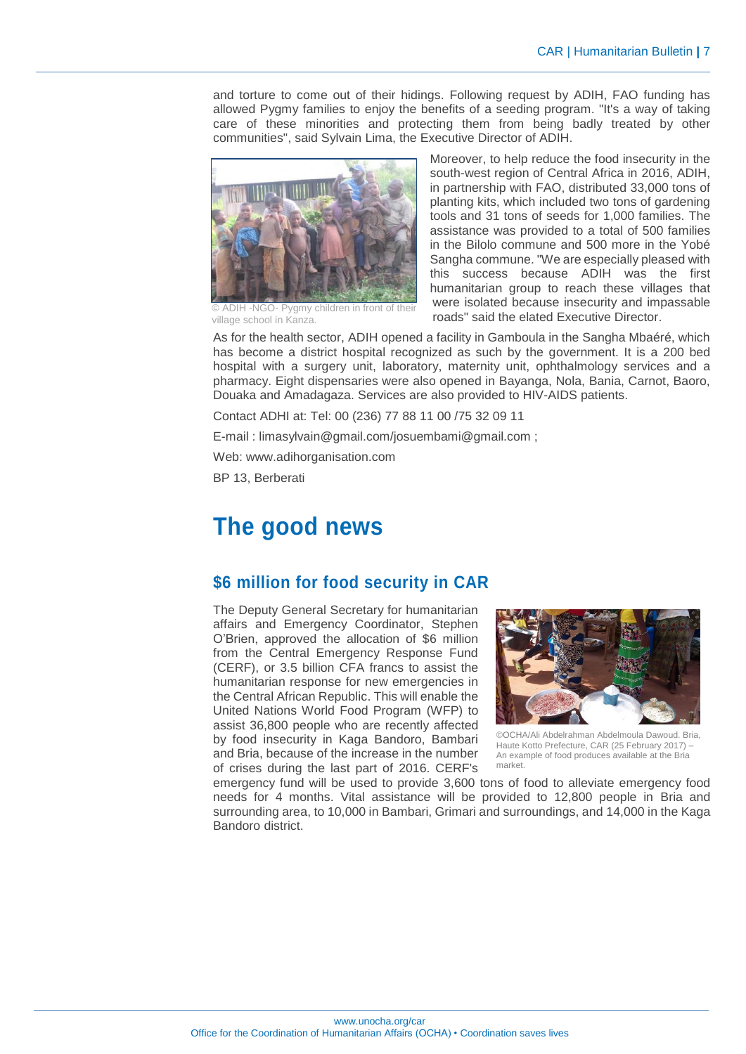and torture to come out of their hidings. Following request by ADIH, FAO funding has allowed Pygmy families to enjoy the benefits of a seeding program. "It's a way of taking care of these minorities and protecting them from being badly treated by other communities", said Sylvain Lima, the Executive Director of ADIH.

© ADIH -NGO- Pygmy children in front of their village school in Kanza.

Moreover, to help reduce the food insecurity in the south-west region of Central Africa in 2016, ADIH, in partnership with FAO, distributed 33,000 tons of planting kits, which included two tons of gardening tools and 31 tons of seeds for 1,000 families. The assistance was provided to a total of 500 families in the Bilolo commune and 500 more in the Yobé Sangha commune. "We are especially pleased with this success because ADIH was the first humanitarian group to reach these villages that were isolated because insecurity and impassable roads" said the elated Executive Director.

As for the health sector, ADIH opened a facility in Gamboula in the Sangha Mbaéré, which has become a district hospital recognized as such by the government. It is a 200 bed hospital with a surgery unit, laboratory, maternity unit, ophthalmology services and a pharmacy. Eight dispensaries were also opened in Bayanga, Nola, Bania, Carnot, Baoro, Douaka and Amadagaza. Services are also provided to HIV-AIDS patients.

Contact ADHI at: Tel: 00 (236) 77 88 11 00 /75 32 09 11

E-mail : limasylvain@gmail.com/josuembami@gmail.com ;

Web: www.adihorganisation.com

BP 13, Berberati

# The good news

## $6 million for food security in CAR

The Deputy General Secretary for humanitarian affairs and Emergency Coordinator, Stephen O'Brien, approved the allocation of $6 million from the Central Emergency Response Fund (CERF), or 3.5 billion CFA francs to assist the humanitarian response for new emergencies in the Central African Republic. This will enable the United Nations World Food Program (WFP) to assist 36,800 people who are recently affected by food insecurity in Kaga Bandoro, Bambari and Bria, because of the increase in the number of crises during the last part of 2016. CERF's emergency fund will be used to provide 3,600 tons of food to alleviate emergency food needs for 4 months. Vital assistance will be provided to 12,800 people in Bria and surrounding area, to 10,000 in Bambari, Grimari and surroundings, and 14,000 in the Kaga Bandoro district.

©OCHA/Ali Abdelrahman Abdelmoula Dawoud. Bria, Haute Kotto Prefecture, CAR (25 February 2017) – An example of food produces available at the Bria market.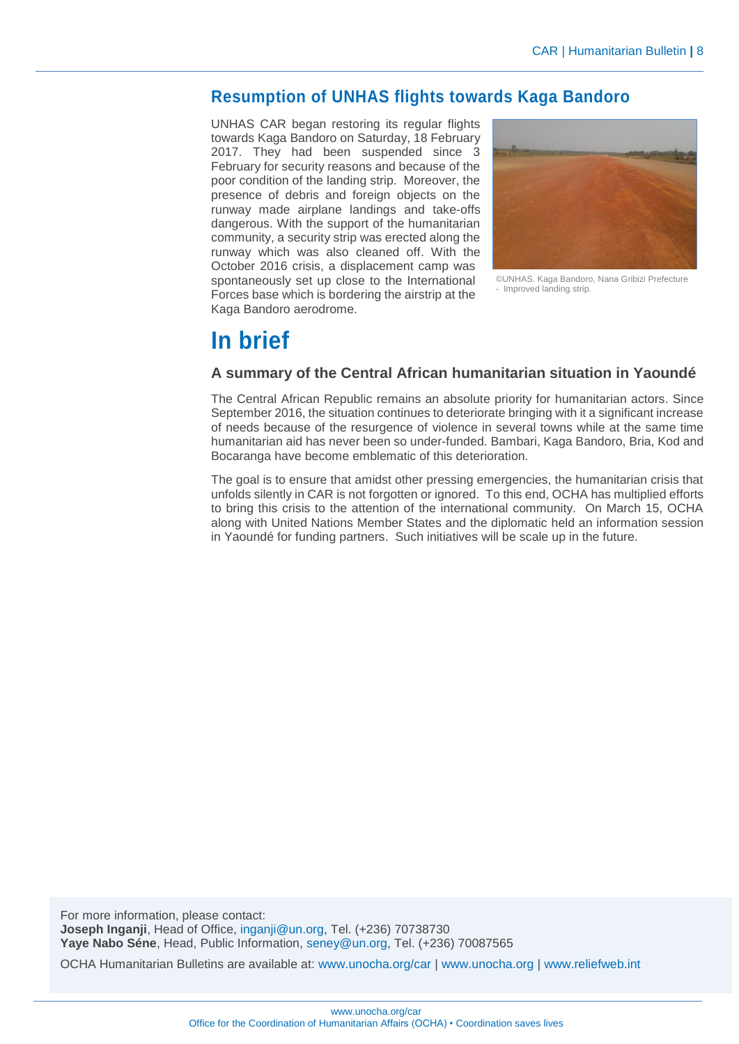## Resumption of UNHAS flights towards Kaga Bandoro

UNHAS CAR began restoring its regular flights towards Kaga Bandoro on Saturday, 18 February 2017. They had been suspended since 3 February for security reasons and because of the poor condition of the landing strip. Moreover, the presence of debris and foreign objects on the runway made airplane landings and take-offs dangerous. With the support of the humanitarian community, a security strip was erected along the runway which was also cleaned off. With the October 2016 crisis, a displacement camp was spontaneously set up close to the International Forces base which is bordering the airstrip at the Kaga Bandoro aerodrome.

©UNHAS. Kaga Bandoro, Nana Gribizi Prefecture - Improved landing strip.

# In brief

### A summary of the Central African humanitarian situation in Yaoundé

The Central African Republic remains an absolute priority for humanitarian actors. Since September 2016, the situation continues to deteriorate bringing with it a significant increase of needs because of the resurgence of violence in several towns while at the same time humanitarian aid has never been so under-funded. Bambari, Kaga Bandoro, Bria, Kod and Bocaranga have become emblematic of this deterioration.

The goal is to ensure that amidst other pressing emergencies, the humanitarian crisis that unfolds silently in CAR is not forgotten or ignored. To this end, OCHA has multiplied efforts to bring this crisis to the attention of the international community. On March 15, OCHA along with United Nations Member States and the diplomatic held an information session in Yaoundé for funding partners. Such initiatives will be scale up in the future.

For more information, please contact:
**Joseph Inganji**, Head of Office, inganji@un.org, Tel. (+236) 70738730
**Yaye Nabo Séne**, Head, Public Information, seney@un.org, Tel. (+236) 70087565

OCHA Humanitarian Bulletins are available at: www.unocha.org/car | www.unocha.org | www.reliefweb.int